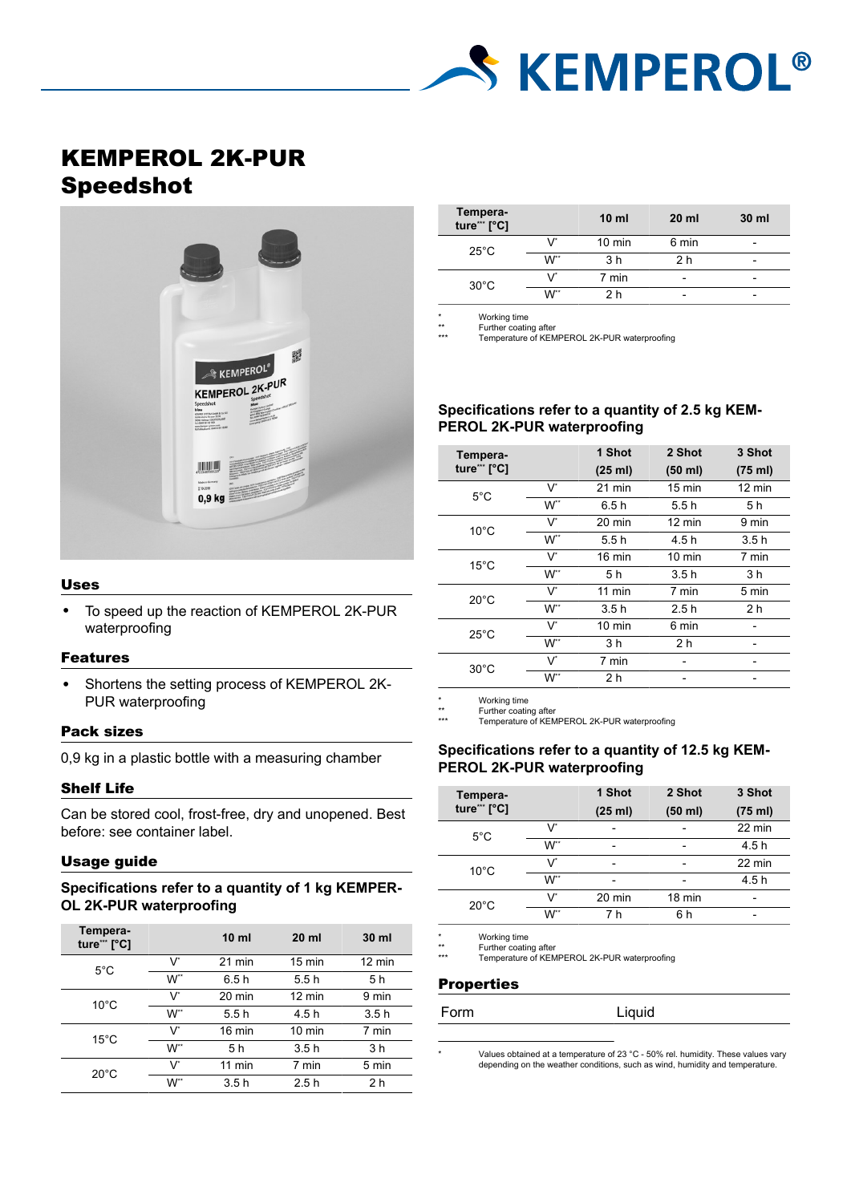# KEMPEROL 2K-PUR Speedshot

## Uses

- To speed up the reaction of KEMPEROL 2K-PUR waterproofing

## Features

- Shortens the setting process of KEMPEROL 2K-PUR waterproofing

## Pack sizes

0,9 kg in a plastic bottle with a measuring chamber

## Shelf Life

Can be stored cool, frost-free, dry and unopened. Best before: see container label.

## Usage guide

### Specifications refer to a quantity of 1 kg KEMPEROL 2K-PUR waterproofing

| Temperature*** [°C] | | 10 ml | 20 ml | 30 ml |
|---|---|---|---|---|
| 5°C | V* | 21 min | 15 min | 12 min |
| | W** | 6.5 h | 5.5 h | 5 h |
| 10°C | V* | 20 min | 12 min | 9 min |
| | W** | 5.5 h | 4.5 h | 3.5 h |
| 15°C | V* | 16 min | 10 min | 7 min |
| | W** | 5 h | 3.5 h | 3 h |
| 20°C | V* | 11 min | 7 min | 5 min |
| | W** | 3.5 h | 2.5 h | 2 h |
| 25°C | V* | 10 min | 6 min | - |
| | W** | 3 h | 2 h | - |
| 30°C | V* | 7 min | - | - |
| | W** | 2 h | - | - |

\* Working time
** Further coating after
*** Temperature of KEMPEROL 2K-PUR waterproofing

### Specifications refer to a quantity of 2.5 kg KEMPEROL 2K-PUR waterproofing

| Temperature*** [°C] | | 1 Shot (25 ml) | 2 Shot (50 ml) | 3 Shot (75 ml) |
|---|---|---|---|---|
| 5°C | V* | 21 min | 15 min | 12 min |
| | W** | 6.5 h | 5.5 h | 5 h |
| 10°C | V* | 20 min | 12 min | 9 min |
| | W** | 5.5 h | 4.5 h | 3.5 h |
| 15°C | V* | 16 min | 10 min | 7 min |
| | W** | 5 h | 3.5 h | 3 h |
| 20°C | V* | 11 min | 7 min | 5 min |
| | W** | 3.5 h | 2.5 h | 2 h |
| 25°C | V* | 10 min | 6 min | - |
| | W** | 3 h | 2 h | - |
| 30°C | V* | 7 min | - | - |
| | W** | 2 h | - | - |

\* Working time
** Further coating after
*** Temperature of KEMPEROL 2K-PUR waterproofing

### Specifications refer to a quantity of 12.5 kg KEMPEROL 2K-PUR waterproofing

| Temperature*** [°C] | | 1 Shot (25 ml) | 2 Shot (50 ml) | 3 Shot (75 ml) |
|---|---|---|---|---|
| 5°C | V* | - | - | 22 min |
| | W** | - | - | 4.5 h |
| 10°C | V* | - | - | 22 min |
| | W** | - | - | 4.5 h |
| 20°C | V* | 20 min | 18 min | - |
| | W** | 7 h | 6 h | - |

\* Working time
** Further coating after
*** Temperature of KEMPEROL 2K-PUR waterproofing

## Properties

| | |
|---|---|
| Form | Liquid |

\* Values obtained at a temperature of 23 °C - 50% rel. humidity. These values vary depending on the weather conditions, such as wind, humidity and temperature.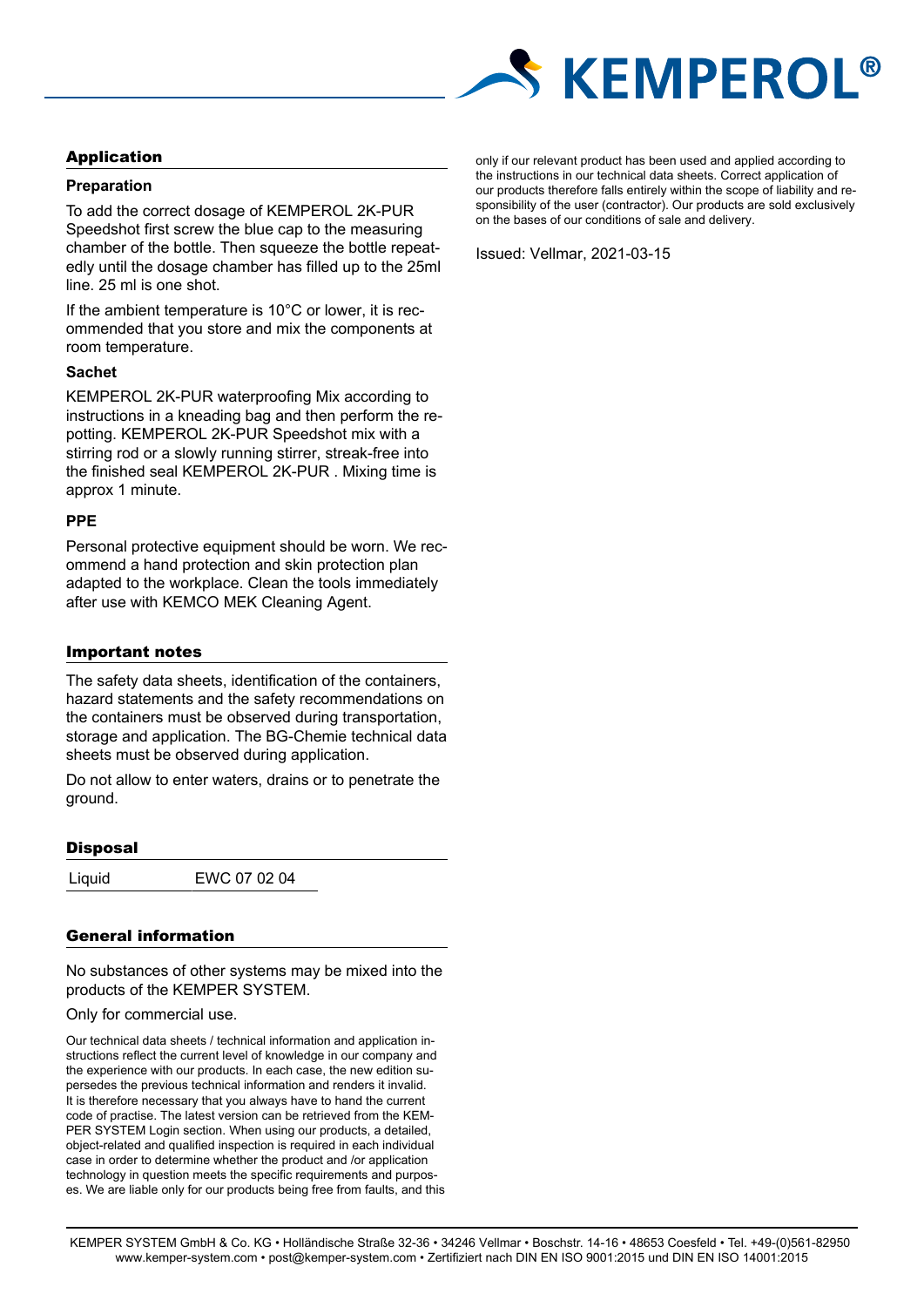## Application

### Preparation

To add the correct dosage of KEMPEROL 2K-PUR Speedshot first screw the blue cap to the measuring chamber of the bottle. Then squeeze the bottle repeatedly until the dosage chamber has filled up to the 25ml line. 25 ml is one shot.

If the ambient temperature is 10°C or lower, it is recommended that you store and mix the components at room temperature.

### Sachet

KEMPEROL 2K-PUR waterproofing Mix according to instructions in a kneading bag and then perform the repotting. KEMPEROL 2K-PUR Speedshot mix with a stirring rod or a slowly running stirrer, streak-free into the finished seal KEMPEROL 2K-PUR . Mixing time is approx 1 minute.

### PPE

Personal protective equipment should be worn. We recommend a hand protection and skin protection plan adapted to the workplace. Clean the tools immediately after use with KEMCO MEK Cleaning Agent.

## Important notes

The safety data sheets, identification of the containers, hazard statements and the safety recommendations on the containers must be observed during transportation, storage and application. The BG-Chemie technical data sheets must be observed during application.

Do not allow to enter waters, drains or to penetrate the ground.

## Disposal

| | |
|---|---|
| Liquid | EWC 07 02 04 |

## General information

No substances of other systems may be mixed into the products of the KEMPER SYSTEM.

Only for commercial use.

Our technical data sheets / technical information and application instructions reflect the current level of knowledge in our company and the experience with our products. In each case, the new edition supersedes the previous technical information and renders it invalid. It is therefore necessary that you always have to hand the current code of practise. The latest version can be retrieved from the KEMPER SYSTEM Login section. When using our products, a detailed, object-related and qualified inspection is required in each individual case in order to determine whether the product and /or application technology in question meets the specific requirements and purposes. We are liable only for our products being free from faults, and this only if our relevant product has been used and applied according to the instructions in our technical data sheets. Correct application of our products therefore falls entirely within the scope of liability and responsibility of the user (contractor). Our products are sold exclusively on the bases of our conditions of sale and delivery.

Issued: Vellmar, 2021-03-15

KEMPER SYSTEM GmbH & Co. KG • Holländische Straße 32-36 • 34246 Vellmar • Boschstr. 14-16 • 48653 Coesfeld • Tel. +49-(0)561-82950
www.kemper-system.com • post@kemper-system.com • Zertifiziert nach DIN EN ISO 9001:2015 und DIN EN ISO 14001:2015